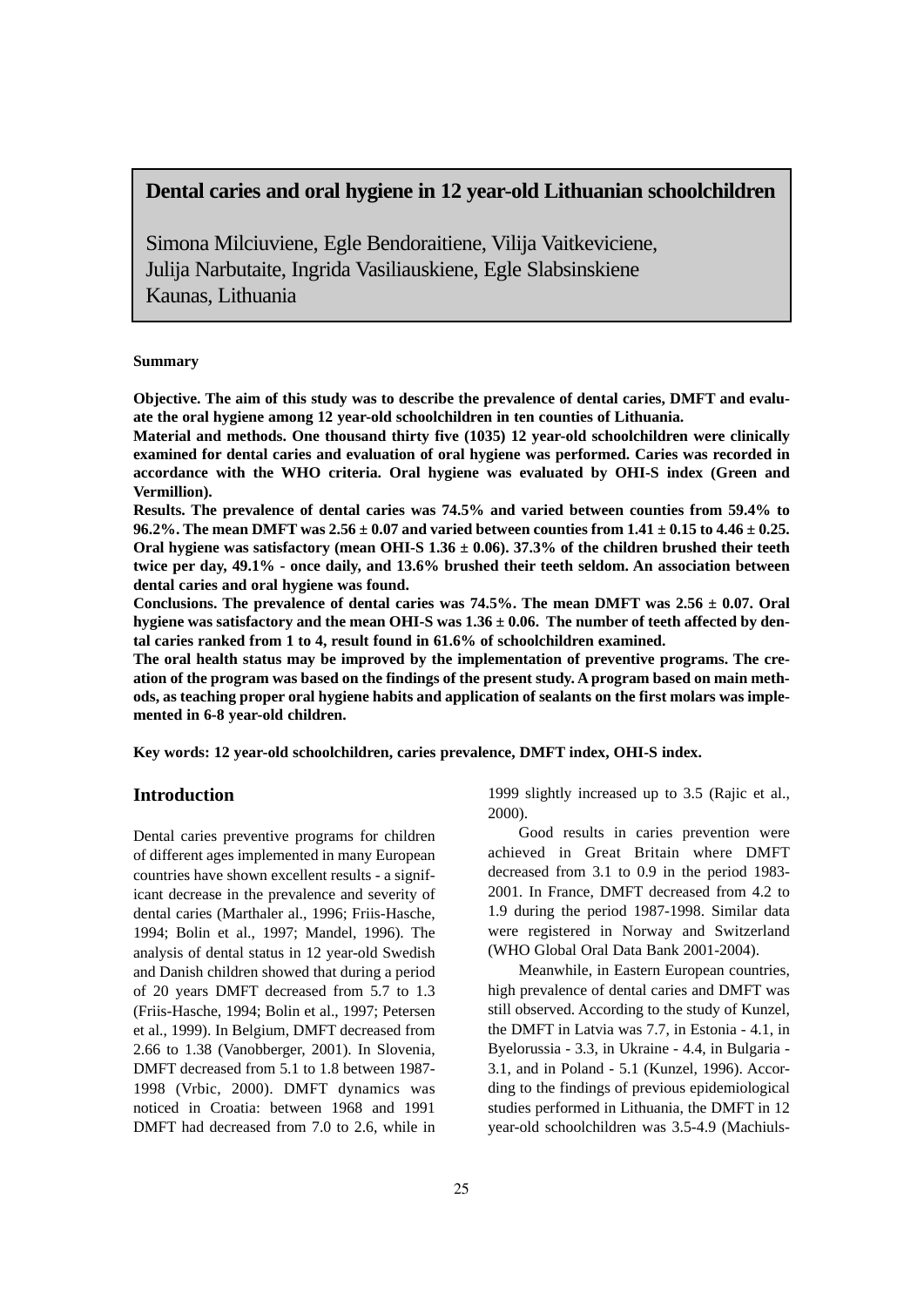# Dental caries and oral hygiene in 12 year-old Lithuanian schoolchildren

Simona Milciuviene, Egle Bendoraitiene, Vilija Vaitkeviciene, Julija Narbutaite, Ingrida Vasiliauskiene, Egle Slabsinskiene
Kaunas, Lithuania

**Summary**

**Objective. The aim of this study was to describe the prevalence of dental caries, DMFT and evaluate the oral hygiene among 12 year-old schoolchildren in ten counties of Lithuania.**

**Material and methods. One thousand thirty five (1035) 12 year-old schoolchildren were clinically examined for dental caries and evaluation of oral hygiene was performed. Caries was recorded in accordance with the WHO criteria. Oral hygiene was evaluated by OHI-S index (Green and Vermillion).**

**Results. The prevalence of dental caries was 74.5% and varied between counties from 59.4% to 96.2%. The mean DMFT was 2.56 ± 0.07 and varied between counties from 1.41 ± 0.15 to 4.46 ± 0.25. Oral hygiene was satisfactory (mean OHI-S 1.36 ± 0.06). 37.3% of the children brushed their teeth twice per day, 49.1% - once daily, and 13.6% brushed their teeth seldom. An association between dental caries and oral hygiene was found.**

**Conclusions. The prevalence of dental caries was 74.5%. The mean DMFT was 2.56 ± 0.07. Oral hygiene was satisfactory and the mean OHI-S was 1.36 ± 0.06. The number of teeth affected by dental caries ranked from 1 to 4, result found in 61.6% of schoolchildren examined.**

**The oral health status may be improved by the implementation of preventive programs. The creation of the program was based on the findings of the present study. A program based on main methods, as teaching proper oral hygiene habits and application of sealants on the first molars was implemented in 6-8 year-old children.**

**Key words: 12 year-old schoolchildren, caries prevalence, DMFT index, OHI-S index.**

## Introduction

Dental caries preventive programs for children of different ages implemented in many European countries have shown excellent results - a significant decrease in the prevalence and severity of dental caries (Marthaler al., 1996; Friis-Hasche, 1994; Bolin et al., 1997; Mandel, 1996). The analysis of dental status in 12 year-old Swedish and Danish children showed that during a period of 20 years DMFT decreased from 5.7 to 1.3 (Friis-Hasche, 1994; Bolin et al., 1997; Petersen et al., 1999). In Belgium, DMFT decreased from 2.66 to 1.38 (Vanobberger, 2001). In Slovenia, DMFT decreased from 5.1 to 1.8 between 1987-1998 (Vrbic, 2000). DMFT dynamics was noticed in Croatia: between 1968 and 1991 DMFT had decreased from 7.0 to 2.6, while in 1999 slightly increased up to 3.5 (Rajic et al., 2000).

Good results in caries prevention were achieved in Great Britain where DMFT decreased from 3.1 to 0.9 in the period 1983-2001. In France, DMFT decreased from 4.2 to 1.9 during the period 1987-1998. Similar data were registered in Norway and Switzerland (WHO Global Oral Data Bank 2001-2004).

Meanwhile, in Eastern European countries, high prevalence of dental caries and DMFT was still observed. According to the study of Kunzel, the DMFT in Latvia was 7.7, in Estonia - 4.1, in Byelorussia - 3.3, in Ukraine - 4.4, in Bulgaria - 3.1, and in Poland - 5.1 (Kunzel, 1996). According to the findings of previous epidemiological studies performed in Lithuania, the DMFT in 12 year-old schoolchildren was 3.5-4.9 (Machiuls-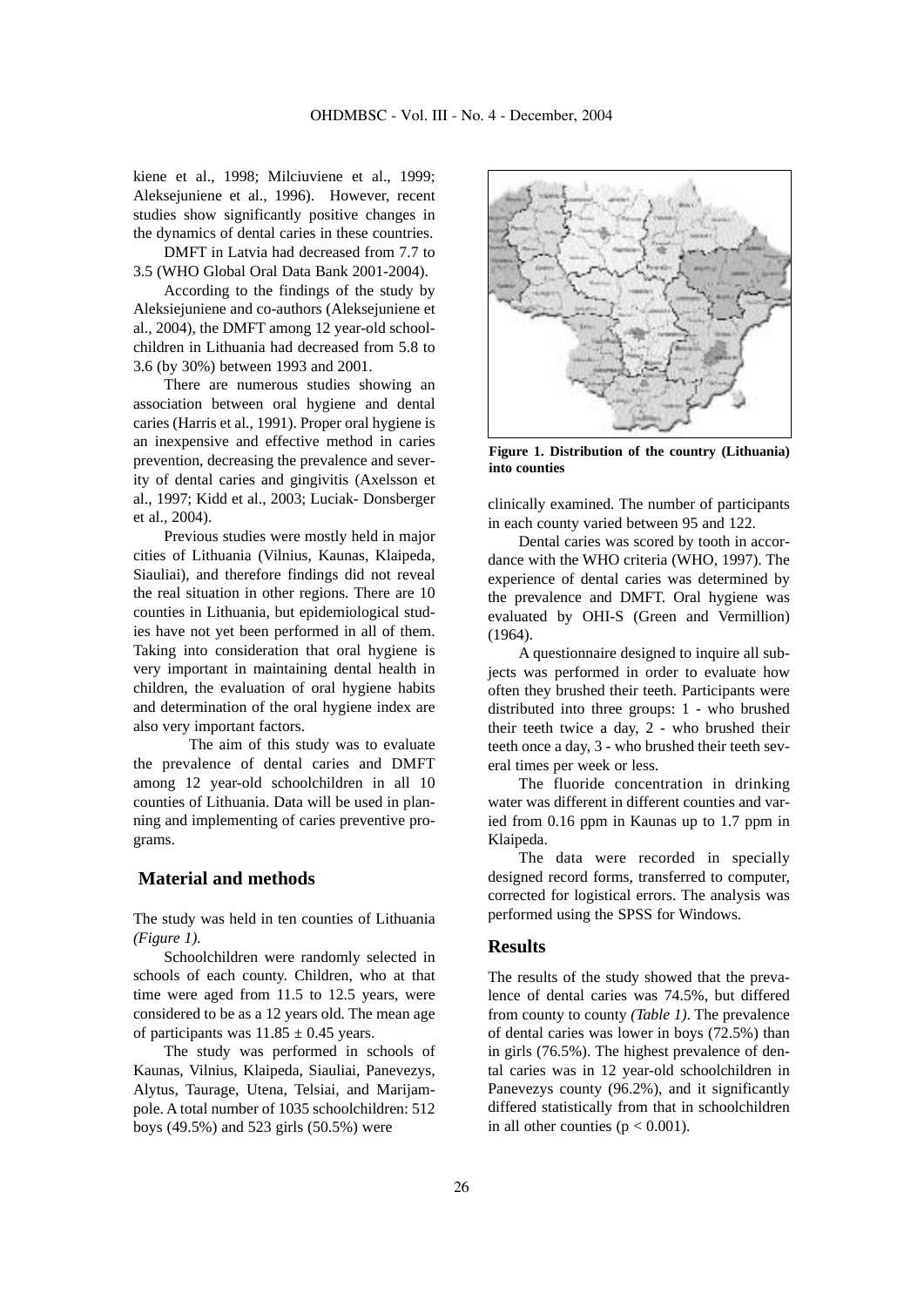kiene et al., 1998; Milciuviene et al., 1999; Aleksejuniene et al., 1996). However, recent studies show significantly positive changes in the dynamics of dental caries in these countries.

DMFT in Latvia had decreased from 7.7 to 3.5 (WHO Global Oral Data Bank 2001-2004).

According to the findings of the study by Aleksiejuniene and co-authors (Aleksejuniene et al., 2004), the DMFT among 12 year-old schoolchildren in Lithuania had decreased from 5.8 to 3.6 (by 30%) between 1993 and 2001.

There are numerous studies showing an association between oral hygiene and dental caries (Harris et al., 1991). Proper oral hygiene is an inexpensive and effective method in caries prevention, decreasing the prevalence and severity of dental caries and gingivitis (Axelsson et al., 1997; Kidd et al., 2003; Luciak- Donsberger et al., 2004).

Previous studies were mostly held in major cities of Lithuania (Vilnius, Kaunas, Klaipeda, Siauliai), and therefore findings did not reveal the real situation in other regions. There are 10 counties in Lithuania, but epidemiological studies have not yet been performed in all of them. Taking into consideration that oral hygiene is very important in maintaining dental health in children, the evaluation of oral hygiene habits and determination of the oral hygiene index are also very important factors.

The aim of this study was to evaluate the prevalence of dental caries and DMFT among 12 year-old schoolchildren in all 10 counties of Lithuania. Data will be used in planning and implementing of caries preventive programs.

## Material and methods

The study was held in ten counties of Lithuania *(Figure 1)*.

Schoolchildren were randomly selected in schools of each county. Children, who at that time were aged from 11.5 to 12.5 years, were considered to be as a 12 years old. The mean age of participants was $11.85 \pm 0.45$ years.

The study was performed in schools of Kaunas, Vilnius, Klaipeda, Siauliai, Panevezys, Alytus, Taurage, Utena, Telsiai, and Marijampole. A total number of 1035 schoolchildren: 512 boys (49.5%) and 523 girls (50.5%) were clinically examined. The number of participants in each county varied between 95 and 122.

**Figure 1. Distribution of the country (Lithuania) into counties**

Dental caries was scored by tooth in accordance with the WHO criteria (WHO, 1997). The experience of dental caries was determined by the prevalence and DMFT. Oral hygiene was evaluated by OHI-S (Green and Vermillion) (1964).

A questionnaire designed to inquire all subjects was performed in order to evaluate how often they brushed their teeth. Participants were distributed into three groups: 1 - who brushed their teeth twice a day, 2 - who brushed their teeth once a day, 3 - who brushed their teeth several times per week or less.

The fluoride concentration in drinking water was different in different counties and varied from 0.16 ppm in Kaunas up to 1.7 ppm in Klaipeda.

The data were recorded in specially designed record forms, transferred to computer, corrected for logistical errors. The analysis was performed using the SPSS for Windows.

## Results

The results of the study showed that the prevalence of dental caries was 74.5%, but differed from county to county *(Table 1)*. The prevalence of dental caries was lower in boys (72.5%) than in girls (76.5%). The highest prevalence of dental caries was in 12 year-old schoolchildren in Panevezys county (96.2%), and it significantly differed statistically from that in schoolchildren in all other counties ($p < 0.001$).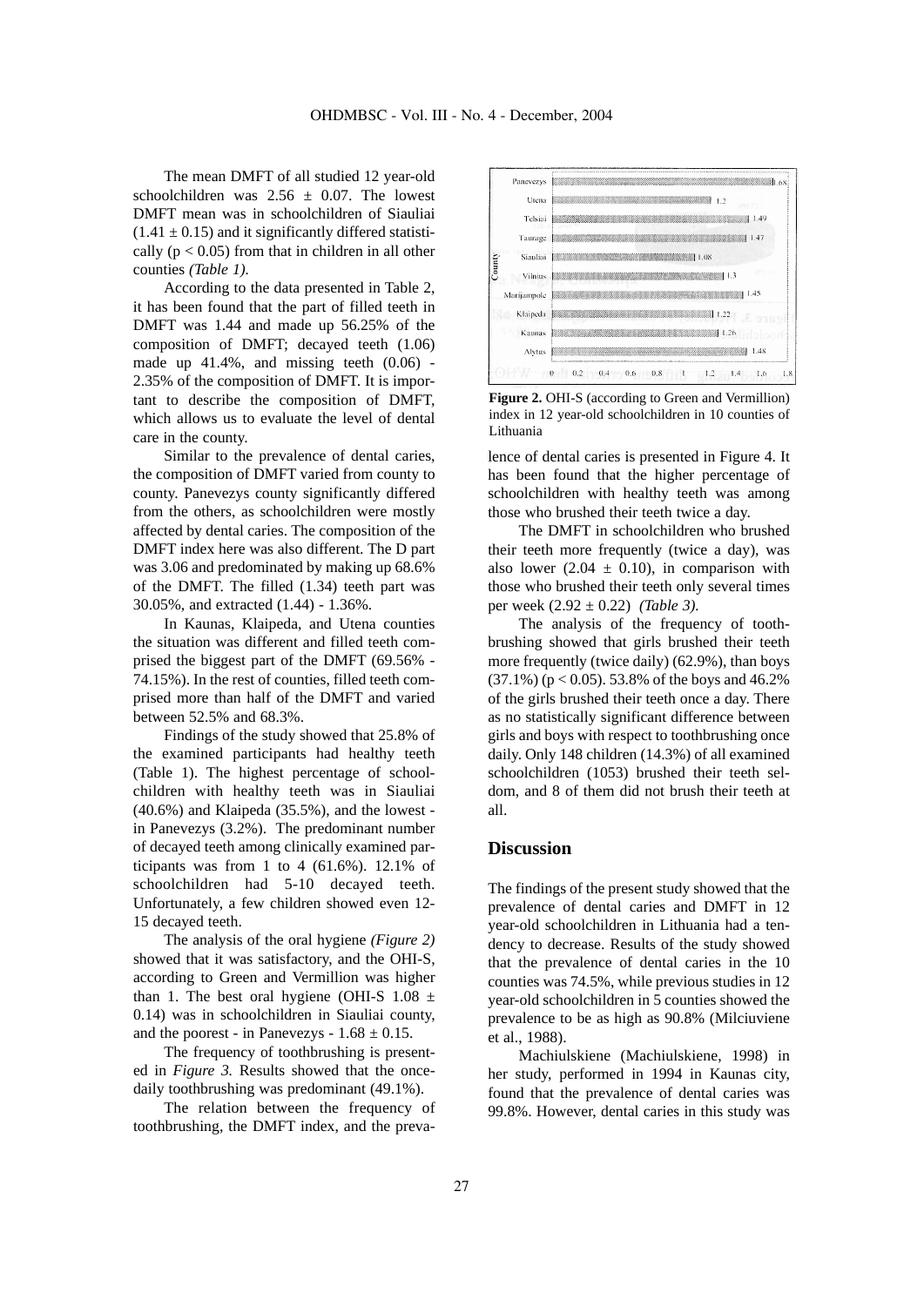The mean DMFT of all studied 12 year-old schoolchildren was 2.56 ± 0.07. The lowest DMFT mean was in schoolchildren of Siauliai (1.41 ± 0.15) and it significantly differed statistically ($p < 0.05$) from that in children in all other counties *(Table 1).*

According to the data presented in Table 2, it has been found that the part of filled teeth in DMFT was 1.44 and made up 56.25% of the composition of DMFT; decayed teeth (1.06) made up 41.4%, and missing teeth (0.06) - 2.35% of the composition of DMFT. It is important to describe the composition of DMFT, which allows us to evaluate the level of dental care in the county.

Similar to the prevalence of dental caries, the composition of DMFT varied from county to county. Panevezys county significantly differed from the others, as schoolchildren were mostly affected by dental caries. The composition of the DMFT index here was also different. The D part was 3.06 and predominated by making up 68.6% of the DMFT. The filled (1.34) teeth part was 30.05%, and extracted (1.44) - 1.36%.

In Kaunas, Klaipeda, and Utena counties the situation was different and filled teeth comprised the biggest part of the DMFT (69.56% - 74.15%). In the rest of counties, filled teeth comprised more than half of the DMFT and varied between 52.5% and 68.3%.

Findings of the study showed that 25.8% of the examined participants had healthy teeth (Table 1). The highest percentage of schoolchildren with healthy teeth was in Siauliai (40.6%) and Klaipeda (35.5%), and the lowest - in Panevezys (3.2%). The predominant number of decayed teeth among clinically examined participants was from 1 to 4 (61.6%). 12.1% of schoolchildren had 5-10 decayed teeth. Unfortunately, a few children showed even 12-15 decayed teeth.

The analysis of the oral hygiene *(Figure 2)* showed that it was satisfactory, and the OHI-S, according to Green and Vermillion was higher than 1. The best oral hygiene (OHI-S 1.08 ± 0.14) was in schoolchildren in Siauliai county, and the poorest - in Panevezys - 1.68 ± 0.15.

The frequency of toothbrushing is presented in *Figure 3.* Results showed that the once-daily toothbrushing was predominant (49.1%).

The relation between the frequency of toothbrushing, the DMFT index, and the prevalence of dental caries is presented in Figure 4. It has been found that the higher percentage of schoolchildren with healthy teeth was among those who brushed their teeth twice a day.

| County | OHI-S |
|---|---|
| Panevezys | 1.68 |
| Utena | 1.2 |
| Telsiai | 1.49 |
| Taurage | 1.47 |
| Siauliai | 1.08 |
| Vilnius | 1.3 |
| Marijampole | 1.45 |
| Klaipeda | 1.22 |
| Kaunas | 1.26 |
| Alytus | 1.48 |

**Figure 2.** OHI-S (according to Green and Vermillion) index in 12 year-old schoolchildren in 10 counties of Lithuania

The DMFT in schoolchildren who brushed their teeth more frequently (twice a day), was also lower (2.04 ± 0.10), in comparison with those who brushed their teeth only several times per week (2.92 ± 0.22) *(Table 3).*

The analysis of the frequency of toothbrushing showed that girls brushed their teeth more frequently (twice daily) (62.9%), than boys (37.1%) ($p < 0.05$). 53.8% of the boys and 46.2% of the girls brushed their teeth once a day. There as no statistically significant difference between girls and boys with respect to toothbrushing once daily. Only 148 children (14.3%) of all examined schoolchildren (1053) brushed their teeth seldom, and 8 of them did not brush their teeth at all.

## Discussion

The findings of the present study showed that the prevalence of dental caries and DMFT in 12 year-old schoolchildren in Lithuania had a tendency to decrease. Results of the study showed that the prevalence of dental caries in the 10 counties was 74.5%, while previous studies in 12 year-old schoolchildren in 5 counties showed the prevalence to be as high as 90.8% (Milciuviene et al., 1988).

Machiulskiene (Machiulskiene, 1998) in her study, performed in 1994 in Kaunas city, found that the prevalence of dental caries was 99.8%. However, dental caries in this study was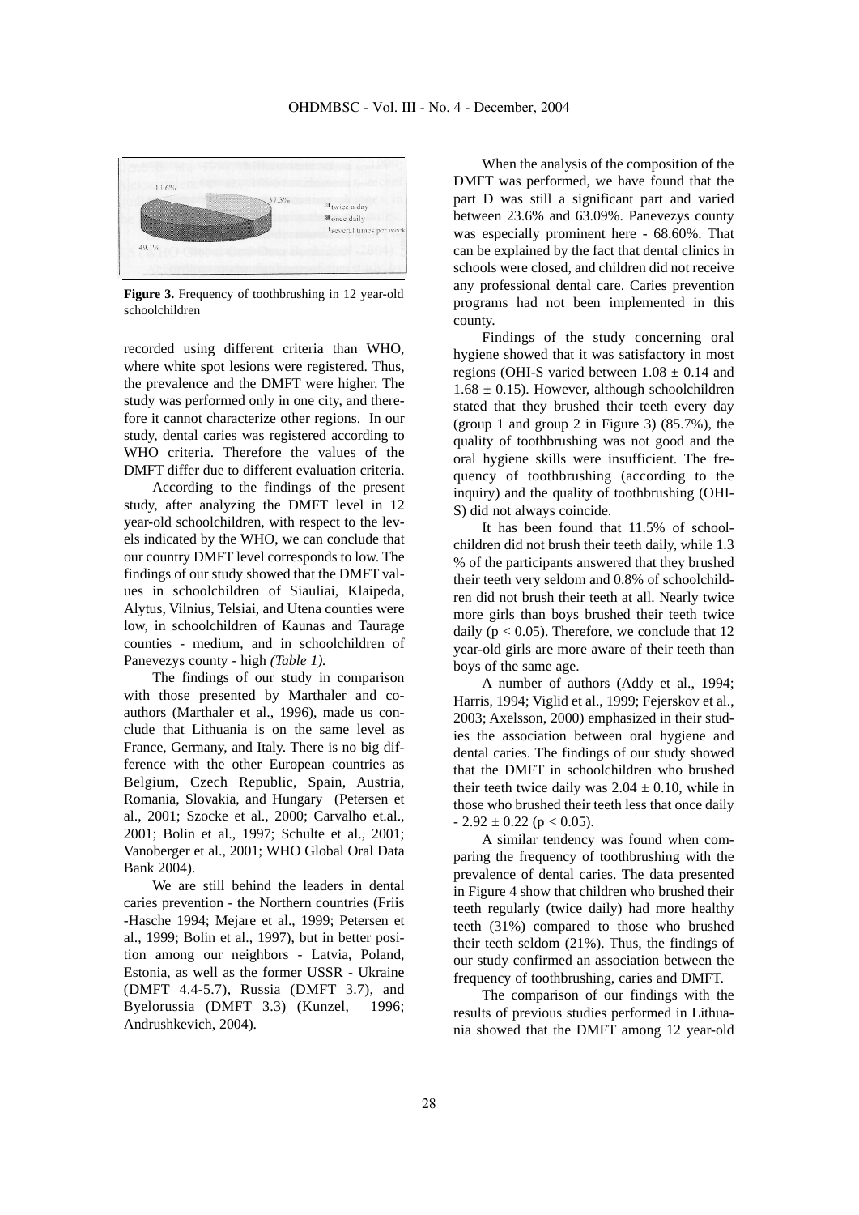**Figure 3.** Frequency of toothbrushing in 12 year-old schoolchildren

recorded using different criteria than WHO, where white spot lesions were registered. Thus, the prevalence and the DMFT were higher. The study was performed only in one city, and therefore it cannot characterize other regions. In our study, dental caries was registered according to WHO criteria. Therefore the values of the DMFT differ due to different evaluation criteria.

According to the findings of the present study, after analyzing the DMFT level in 12 year-old schoolchildren, with respect to the levels indicated by the WHO, we can conclude that our country DMFT level corresponds to low. The findings of our study showed that the DMFT values in schoolchildren of Siauliai, Klaipeda, Alytus, Vilnius, Telsiai, and Utena counties were low, in schoolchildren of Kaunas and Taurage counties - medium, and in schoolchildren of Panevezys county - high *(Table 1).*

The findings of our study in comparison with those presented by Marthaler and coauthors (Marthaler et al., 1996), made us conclude that Lithuania is on the same level as France, Germany, and Italy. There is no big difference with the other European countries as Belgium, Czech Republic, Spain, Austria, Romania, Slovakia, and Hungary (Petersen et al., 2001; Szocke et al., 2000; Carvalho et.al., 2001; Bolin et al., 1997; Schulte et al., 2001; Vanoberger et al., 2001; WHO Global Oral Data Bank 2004).

We are still behind the leaders in dental caries prevention - the Northern countries (Friis -Hasche 1994; Mejare et al., 1999; Petersen et al., 1999; Bolin et al., 1997), but in better position among our neighbors - Latvia, Poland, Estonia, as well as the former USSR - Ukraine (DMFT 4.4-5.7), Russia (DMFT 3.7), and Byelorussia (DMFT 3.3) (Kunzel, 1996; Andrushkevich, 2004).

When the analysis of the composition of the DMFT was performed, we have found that the part D was still a significant part and varied between 23.6% and 63.09%. Panevezys county was especially prominent here - 68.60%. That can be explained by the fact that dental clinics in schools were closed, and children did not receive any professional dental care. Caries prevention programs had not been implemented in this county.

Findings of the study concerning oral hygiene showed that it was satisfactory in most regions (OHI-S varied between $1.08 \pm 0.14$ and $1.68 \pm 0.15$). However, although schoolchildren stated that they brushed their teeth every day (group 1 and group 2 in Figure 3) (85.7%), the quality of toothbrushing was not good and the oral hygiene skills were insufficient. The frequency of toothbrushing (according to the inquiry) and the quality of toothbrushing (OHI-S) did not always coincide.

It has been found that 11.5% of schoolchildren did not brush their teeth daily, while 1.3 % of the participants answered that they brushed their teeth very seldom and 0.8% of schoolchildren did not brush their teeth at all. Nearly twice more girls than boys brushed their teeth twice daily ($p < 0.05$). Therefore, we conclude that 12 year-old girls are more aware of their teeth than boys of the same age.

A number of authors (Addy et al., 1994; Harris, 1994; Viglid et al., 1999; Fejerskov et al., 2003; Axelsson, 2000) emphasized in their studies the association between oral hygiene and dental caries. The findings of our study showed that the DMFT in schoolchildren who brushed their teeth twice daily was $2.04 \pm 0.10$, while in those who brushed their teeth less that once daily - $2.92 \pm 0.22$ ($p < 0.05$).

A similar tendency was found when comparing the frequency of toothbrushing with the prevalence of dental caries. The data presented in Figure 4 show that children who brushed their teeth regularly (twice daily) had more healthy teeth (31%) compared to those who brushed their teeth seldom (21%). Thus, the findings of our study confirmed an association between the frequency of toothbrushing, caries and DMFT.

The comparison of our findings with the results of previous studies performed in Lithuania showed that the DMFT among 12 year-old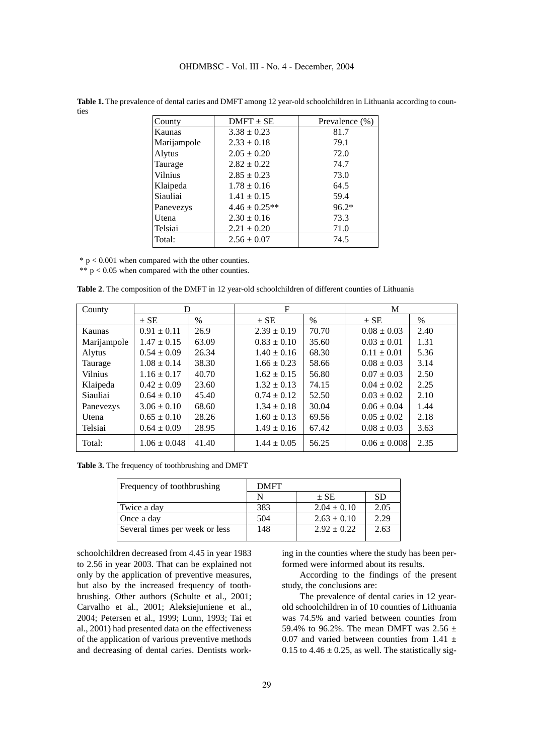**Table 1.** The prevalence of dental caries and DMFT among 12 year-old schoolchildren in Lithuania according to counties

| County | DMFT ± SE | Prevalence (%) |
|---|---|---|
| Kaunas | 3.38 ± 0.23 | 81.7 |
| Marijampole | 2.33 ± 0.18 | 79.1 |
| Alytus | 2.05 ± 0.20 | 72.0 |
| Taurage | 2.82 ± 0.22 | 74.7 |
| Vilnius | 2.85 ± 0.23 | 73.0 |
| Klaipeda | 1.78 ± 0.16 | 64.5 |
| Siauliai | 1.41 ± 0.15 | 59.4 |
| Panevezys | 4.46 ± 0.25** | 96.2* |
| Utena | 2.30 ± 0.16 | 73.3 |
| Telsiai | 2.21 ± 0.20 | 71.0 |
| Total: | 2.56 ± 0.07 | 74.5 |

* $p < 0.001$ when compared with the other counties.
** $p < 0.05$ when compared with the other counties.

**Table 2**. The composition of the DMFT in 12 year-old schoolchildren of different counties of Lithuania

| County | D | | F | | M | |
|---|---|---|---|---|---|---|
| | ± SE | % | ± SE | % | ± SE | % |
| Kaunas | 0.91 ± 0.11 | 26.9 | 2.39 ± 0.19 | 70.70 | 0.08 ± 0.03 | 2.40 |
| Marijampole | 1.47 ± 0.15 | 63.09 | 0.83 ± 0.10 | 35.60 | 0.03 ± 0.01 | 1.31 |
| Alytus | 0.54 ± 0.09 | 26.34 | 1.40 ± 0.16 | 68.30 | 0.11 ± 0.01 | 5.36 |
| Taurage | 1.08 ± 0.14 | 38.30 | 1.66 ± 0.23 | 58.66 | 0.08 ± 0.03 | 3.14 |
| Vilnius | 1.16 ± 0.17 | 40.70 | 1.62 ± 0.15 | 56.80 | 0.07 ± 0.03 | 2.50 |
| Klaipeda | 0.42 ± 0.09 | 23.60 | 1.32 ± 0.13 | 74.15 | 0.04 ± 0.02 | 2.25 |
| Siauliai | 0.64 ± 0.10 | 45.40 | 0.74 ± 0.12 | 52.50 | 0.03 ± 0.02 | 2.10 |
| Panevezys | 3.06 ± 0.10 | 68.60 | 1.34 ± 0.18 | 30.04 | 0.06 ± 0.04 | 1.44 |
| Utena | 0.65 ± 0.10 | 28.26 | 1.60 ± 0.13 | 69.56 | 0.05 ± 0.02 | 2.18 |
| Telsiai | 0.64 ± 0.09 | 28.95 | 1.49 ± 0.16 | 67.42 | 0.08 ± 0.03 | 3.63 |
| Total: | 1.06 ± 0.048 | 41.40 | 1.44 ± 0.05 | 56.25 | 0.06 ± 0.008 | 2.35 |

**Table 3.** The frequency of toothbrushing and DMFT

| Frequency of toothbrushing | DMFT | | |
|---|---|---|---|
| | N | ± SE | SD |
| Twice a day | 383 | 2.04 ± 0.10 | 2.05 |
| Once a day | 504 | 2.63 ± 0.10 | 2.29 |
| Several times per week or less | 148 | 2.92 ± 0.22 | 2.63 |

schoolchildren decreased from 4.45 in year 1983 to 2.56 in year 2003. That can be explained not only by the application of preventive measures, but also by the increased frequency of toothbrushing. Other authors (Schulte et al., 2001; Carvalho et al., 2001; Aleksiejuniene et al., 2004; Petersen et al., 1999; Lunn, 1993; Tai et al., 2001) had presented data on the effectiveness of the application of various preventive methods and decreasing of dental caries. Dentists working in the counties where the study has been performed were informed about its results.

According to the findings of the present study, the conclusions are:

The prevalence of dental caries in 12 year-old schoolchildren in of 10 counties of Lithuania was 74.5% and varied between counties from 59.4% to 96.2%. The mean DMFT was 2.56 ± 0.07 and varied between counties from 1.41 ± 0.15 to 4.46 ± 0.25, as well. The statistically sig-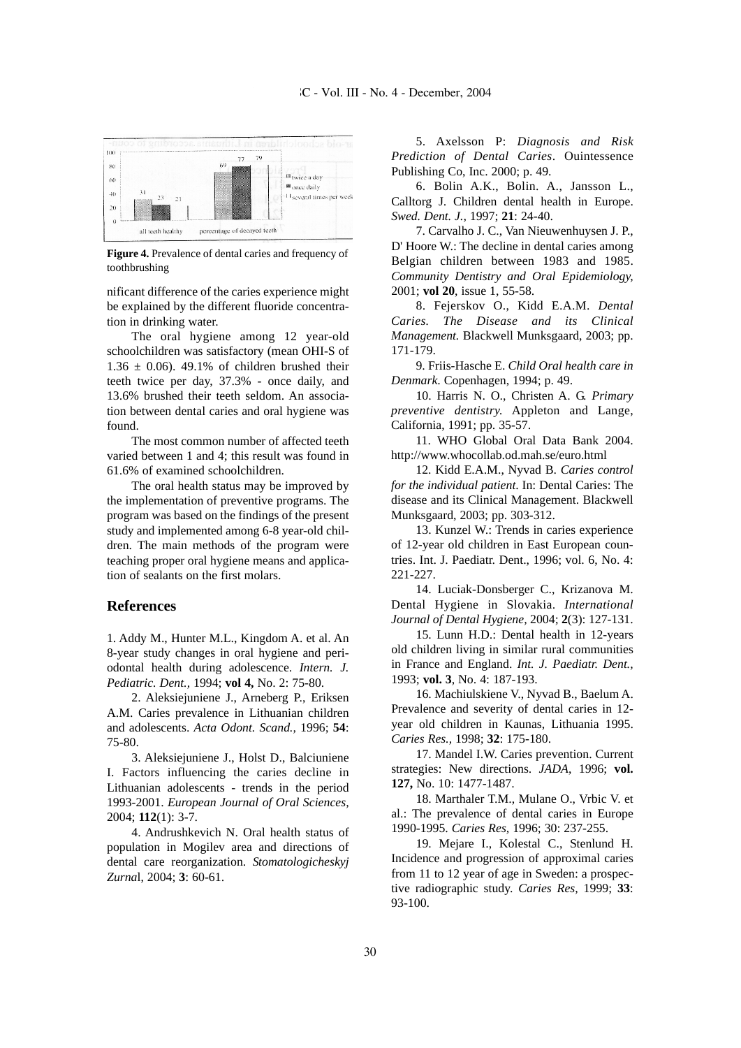**Figure 4.** Prevalence of dental caries and frequency of toothbrushing

nificant difference of the caries experience might be explained by the different fluoride concentration in drinking water.

The oral hygiene among 12 year-old schoolchildren was satisfactory (mean OHI-S of 1.36 ± 0.06). 49.1% of children brushed their teeth twice per day, 37.3% - once daily, and 13.6% brushed their teeth seldom. An association between dental caries and oral hygiene was found.

The most common number of affected teeth varied between 1 and 4; this result was found in 61.6% of examined schoolchildren.

The oral health status may be improved by the implementation of preventive programs. The program was based on the findings of the present study and implemented among 6-8 year-old children. The main methods of the program were teaching proper oral hygiene means and application of sealants on the first molars.

## References

1. Addy M., Hunter M.L., Kingdom A. et al. An 8-year study changes in oral hygiene and periodontal health during adolescence. *Intern. J. Pediatric. Dent.,* 1994; **vol 4,** No. 2: 75-80.

2. Aleksiejuniene J., Arneberg P., Eriksen A.M. Caries prevalence in Lithuanian children and adolescents. *Acta Odont. Scand.,* 1996; **54**: 75-80.

3. Aleksiejuniene J., Holst D., Balciuniene I. Factors influencing the caries decline in Lithuanian adolescents - trends in the period 1993-2001. *European Journal of Oral Sciences,* 2004; **112**(1): 3-7.

4. Andrushkevich N. Oral health status of population in Mogilev area and directions of dental care reorganization. *Stomatologicheskyj Zurna*l, 2004; **3**: 60-61.

5. Axelsson P: *Diagnosis and Risk Prediction of Dental Caries*. Ouintessence Publishing Co, Inc. 2000; p. 49.

6. Bolin A.K., Bolin. A., Jansson L., Calltorg J. Children dental health in Europe. *Swed. Dent. J.,* 1997; **21**: 24-40.

7. Carvalho J. C., Van Nieuwenhuysen J. P., D' Hoore W.: The decline in dental caries among Belgian children between 1983 and 1985. *Community Dentistry and Oral Epidemiology,* 2001; **vol 20**, issue 1, 55-58.

8. Fejerskov O., Kidd E.A.M. *Dental Caries. The Disease and its Clinical Management.* Blackwell Munksgaard, 2003; pp. 171-179.

9. Friis-Hasche E. *Child Oral health care in Denmark*. Copenhagen, 1994; p. 49.

10. Harris N. O., Christen A. G. *Primary preventive dentistry.* Appleton and Lange, California, 1991; pp. 35-57.

11. WHO Global Oral Data Bank 2004. http://www.whocollab.od.mah.se/euro.html

12. Kidd E.A.M., Nyvad B. *Caries control for the individual patient*. In: Dental Caries: The disease and its Clinical Management. Blackwell Munksgaard, 2003; pp. 303-312.

13. Kunzel W.: Trends in caries experience of 12-year old children in East European countries. Int. J. Paediatr. Dent., 1996; vol. 6, No. 4: 221-227.

14. Luciak-Donsberger C., Krizanova M. Dental Hygiene in Slovakia. *International Journal of Dental Hygiene,* 2004; **2**(3): 127-131.

15. Lunn H.D.: Dental health in 12-years old children living in similar rural communities in France and England. *Int. J. Paediatr. Dent.,* 1993; **vol. 3**, No. 4: 187-193.

16. Machiulskiene V., Nyvad B., Baelum A. Prevalence and severity of dental caries in 12-year old children in Kaunas, Lithuania 1995. *Caries Res.,* 1998; **32**: 175-180.

17. Mandel I.W. Caries prevention. Current strategies: New directions. *JADA*, 1996; **vol. 127,** No. 10: 1477-1487.

18. Marthaler T.M., Mulane O., Vrbic V. et al.: The prevalence of dental caries in Europe 1990-1995. *Caries Res,* 1996; 30: 237-255.

19. Mejare I., Kolestal C., Stenlund H. Incidence and progression of approximal caries from 11 to 12 year of age in Sweden: a prospective radiographic study. *Caries Res,* 1999; **33**: 93-100.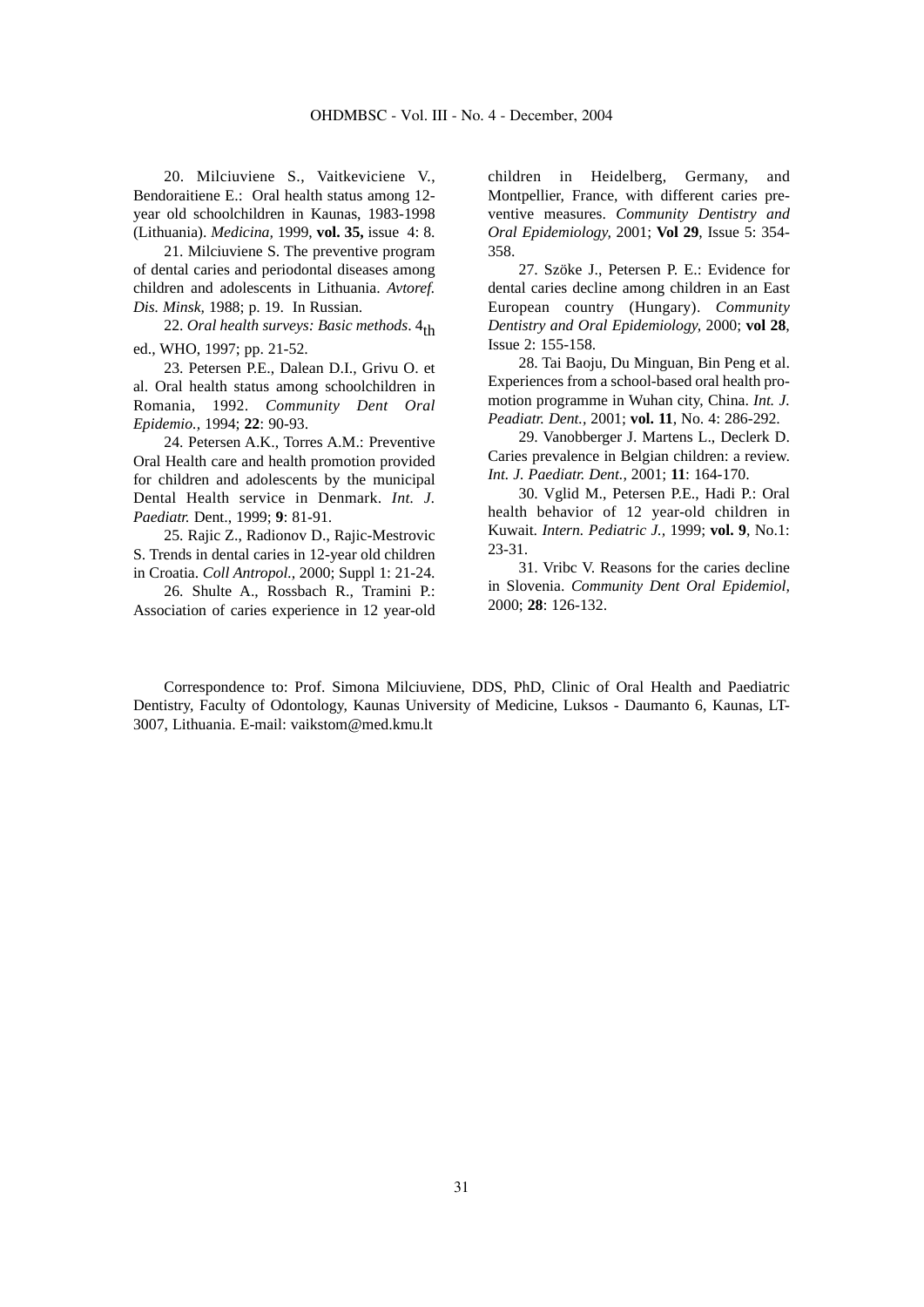20. Milciuviene S., Vaitkeviciene V., Bendoraitiene E.: Oral health status among 12-year old schoolchildren in Kaunas, 1983-1998 (Lithuania). *Medicina,* 1999, **vol. 35,** issue 4: 8.

21. Milciuviene S. The preventive program of dental caries and periodontal diseases among children and adolescents in Lithuania. *Avtoref. Dis. Minsk*, 1988; p. 19. In Russian.

22. *Oral health surveys: Basic methods*. 4th ed., WHO, 1997; pp. 21-52.

23. Petersen P.E., Dalean D.I., Grivu O. et al. Oral health status among schoolchildren in Romania, 1992. *Community Dent Oral Epidemio.,* 1994; **22**: 90-93.

24. Petersen A.K., Torres A.M.: Preventive Oral Health care and health promotion provided for children and adolescents by the municipal Dental Health service in Denmark. *Int. J. Paediatr.* Dent., 1999; **9**: 81-91.

25. Rajic Z., Radionov D., Rajic-Mestrovic S. Trends in dental caries in 12-year old children in Croatia. *Coll Antropol.,* 2000; Suppl 1: 21-24.

26. Shulte A., Rossbach R., Tramini P.: Association of caries experience in 12 year-old children in Heidelberg, Germany, and Montpellier, France, with different caries preventive measures. *Community Dentistry and Oral Epidemiology,* 2001; **Vol 29**, Issue 5: 354-358.

27. Szöke J., Petersen P. E.: Evidence for dental caries decline among children in an East European country (Hungary). *Community Dentistry and Oral Epidemiology,* 2000; **vol 28**, Issue 2: 155-158.

28. Tai Baoju, Du Minguan, Bin Peng et al. Experiences from a school-based oral health promotion programme in Wuhan city, China. *Int. J. Peadiatr. Dent.,* 2001; **vol. 11**, No. 4: 286-292.

29. Vanobberger J. Martens L., Declerk D. Caries prevalence in Belgian children: a review. *Int. J. Paediatr. Dent.,* 2001; **11**: 164-170.

30. Vglid M., Petersen P.E., Hadi P.: Oral health behavior of 12 year-old children in Kuwait. *Intern. Pediatric J.,* 1999; **vol. 9**, No.1: 23-31.

31. Vribc V. Reasons for the caries decline in Slovenia. *Community Dent Oral Epidemiol,* 2000; **28**: 126-132.

Correspondence to: Prof. Simona Milciuviene, DDS, PhD, Clinic of Oral Health and Paediatric Dentistry, Faculty of Odontology, Kaunas University of Medicine, Luksos - Daumanto 6, Kaunas, LT-3007, Lithuania. E-mail: vaikstom@med.kmu.lt